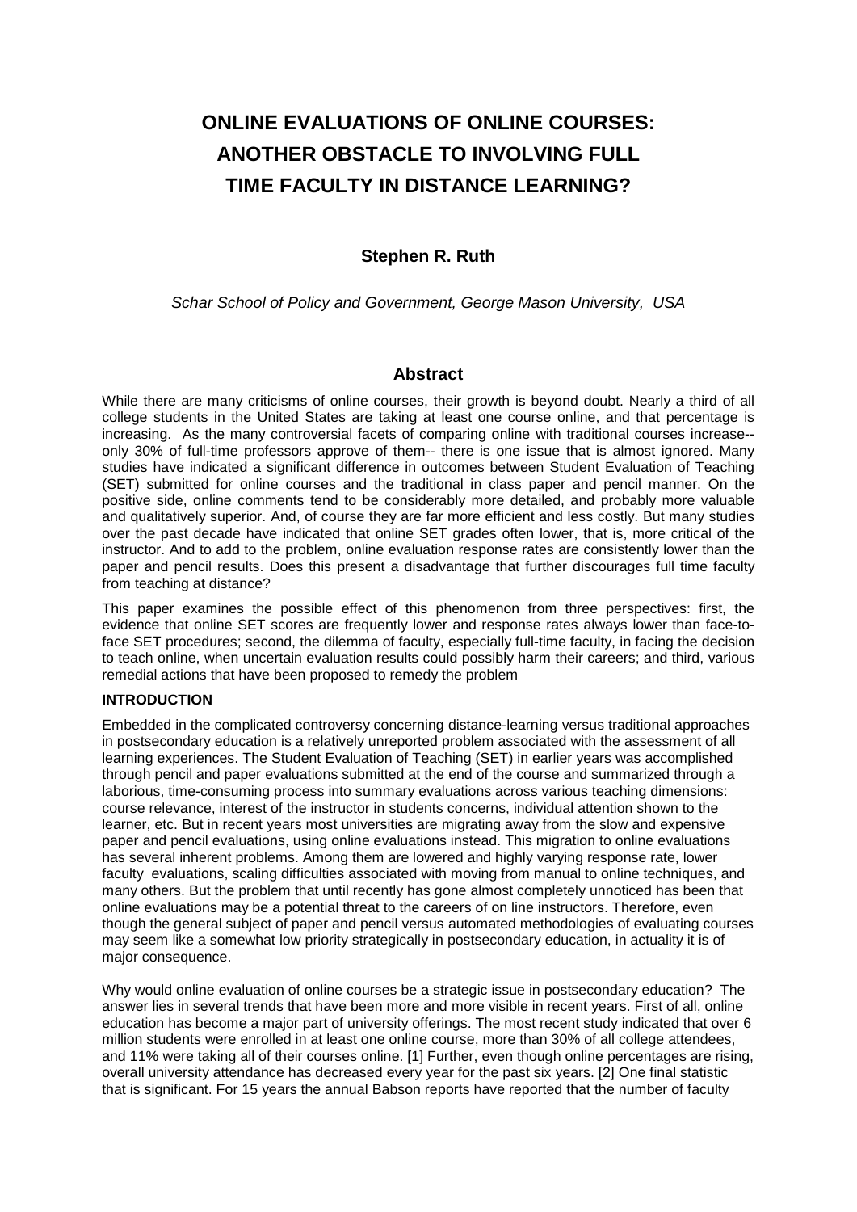# ONLINE EVALUATIONS OF ONLINE COURSES: ANOTHER OBSTACLE TO INVOLVING FULL TIME FACULTY IN DISTANCE LEARNING?

**Stephen R. Ruth**

*Schar School of Policy and Government, George Mason University, USA*

## Abstract

While there are many criticisms of online courses, their growth is beyond doubt. Nearly a third of all college students in the United States are taking at least one course online, and that percentage is increasing. As the many controversial facets of comparing online with traditional courses increase--only 30% of full-time professors approve of them-- there is one issue that is almost ignored. Many studies have indicated a significant difference in outcomes between Student Evaluation of Teaching (SET) submitted for online courses and the traditional in class paper and pencil manner. On the positive side, online comments tend to be considerably more detailed, and probably more valuable and qualitatively superior. And, of course they are far more efficient and less costly. But many studies over the past decade have indicated that online SET grades often lower, that is, more critical of the instructor. And to add to the problem, online evaluation response rates are consistently lower than the paper and pencil results. Does this present a disadvantage that further discourages full time faculty from teaching at distance?

This paper examines the possible effect of this phenomenon from three perspectives: first, the evidence that online SET scores are frequently lower and response rates always lower than face-to-face SET procedures; second, the dilemma of faculty, especially full-time faculty, in facing the decision to teach online, when uncertain evaluation results could possibly harm their careers; and third, various remedial actions that have been proposed to remedy the problem

**INTRODUCTION**

Embedded in the complicated controversy concerning distance-learning versus traditional approaches in postsecondary education is a relatively unreported problem associated with the assessment of all learning experiences. The Student Evaluation of Teaching (SET) in earlier years was accomplished through pencil and paper evaluations submitted at the end of the course and summarized through a laborious, time-consuming process into summary evaluations across various teaching dimensions: course relevance, interest of the instructor in students concerns, individual attention shown to the learner, etc. But in recent years most universities are migrating away from the slow and expensive paper and pencil evaluations, using online evaluations instead. This migration to online evaluations has several inherent problems. Among them are lowered and highly varying response rate, lower faculty evaluations, scaling difficulties associated with moving from manual to online techniques, and many others. But the problem that until recently has gone almost completely unnoticed has been that online evaluations may be a potential threat to the careers of on line instructors. Therefore, even though the general subject of paper and pencil versus automated methodologies of evaluating courses may seem like a somewhat low priority strategically in postsecondary education, in actuality it is of major consequence.

Why would online evaluation of online courses be a strategic issue in postsecondary education? The answer lies in several trends that have been more and more visible in recent years. First of all, online education has become a major part of university offerings. The most recent study indicated that over 6 million students were enrolled in at least one online course, more than 30% of all college attendees, and 11% were taking all of their courses online. [1] Further, even though online percentages are rising, overall university attendance has decreased every year for the past six years. [2] One final statistic that is significant. For 15 years the annual Babson reports have reported that the number of faculty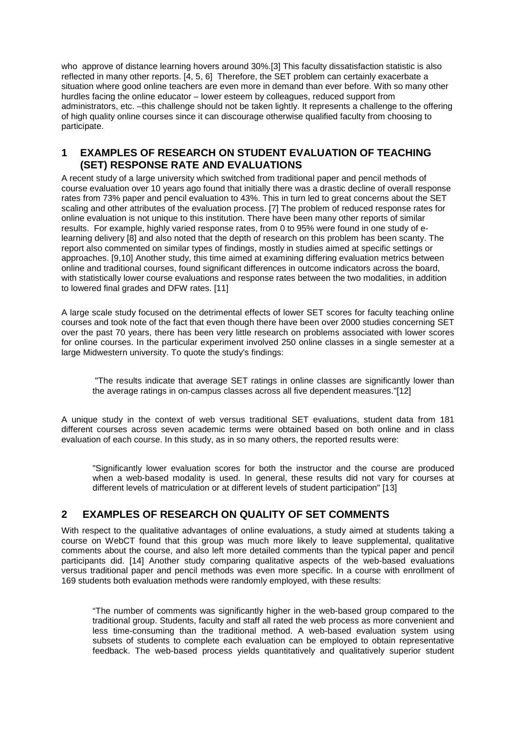who approve of distance learning hovers around 30%.[3] This faculty dissatisfaction statistic is also reflected in many other reports. [4, 5, 6] Therefore, the SET problem can certainly exacerbate a situation where good online teachers are even more in demand than ever before. With so many other hurdles facing the online educator – lower esteem by colleagues, reduced support from administrators, etc. –this challenge should not be taken lightly. It represents a challenge to the offering of high quality online courses since it can discourage otherwise qualified faculty from choosing to participate.

## 1 EXAMPLES OF RESEARCH ON STUDENT EVALUATION OF TEACHING (SET) RESPONSE RATE AND EVALUATIONS

A recent study of a large university which switched from traditional paper and pencil methods of course evaluation over 10 years ago found that initially there was a drastic decline of overall response rates from 73% paper and pencil evaluation to 43%. This in turn led to great concerns about the SET scaling and other attributes of the evaluation process. [7] The problem of reduced response rates for online evaluation is not unique to this institution. There have been many other reports of similar results. For example, highly varied response rates, from 0 to 95% were found in one study of e-learning delivery [8] and also noted that the depth of research on this problem has been scanty. The report also commented on similar types of findings, mostly in studies aimed at specific settings or approaches. [9,10] Another study, this time aimed at examining differing evaluation metrics between online and traditional courses, found significant differences in outcome indicators across the board, with statistically lower course evaluations and response rates between the two modalities, in addition to lowered final grades and DFW rates. [11]

A large scale study focused on the detrimental effects of lower SET scores for faculty teaching online courses and took note of the fact that even though there have been over 2000 studies concerning SET over the past 70 years, there has been very little research on problems associated with lower scores for online courses. In the particular experiment involved 250 online classes in a single semester at a large Midwestern university. To quote the study's findings:

> "The results indicate that average SET ratings in online classes are significantly lower than the average ratings in on-campus classes across all five dependent measures."[12]

A unique study in the context of web versus traditional SET evaluations, student data from 181 different courses across seven academic terms were obtained based on both online and in class evaluation of each course. In this study, as in so many others, the reported results were:

> "Significantly lower evaluation scores for both the instructor and the course are produced when a web-based modality is used. In general, these results did not vary for courses at different levels of matriculation or at different levels of student participation" [13]

## 2 EXAMPLES OF RESEARCH ON QUALITY OF SET COMMENTS

With respect to the qualitative advantages of online evaluations, a study aimed at students taking a course on WebCT found that this group was much more likely to leave supplemental, qualitative comments about the course, and also left more detailed comments than the typical paper and pencil participants did. [14] Another study comparing qualitative aspects of the web-based evaluations versus traditional paper and pencil methods was even more specific. In a course with enrollment of 169 students both evaluation methods were randomly employed, with these results:

> "The number of comments was significantly higher in the web-based group compared to the traditional group. Students, faculty and staff all rated the web process as more convenient and less time-consuming than the traditional method. A web-based evaluation system using subsets of students to complete each evaluation can be employed to obtain representative feedback. The web-based process yields quantitatively and qualitatively superior student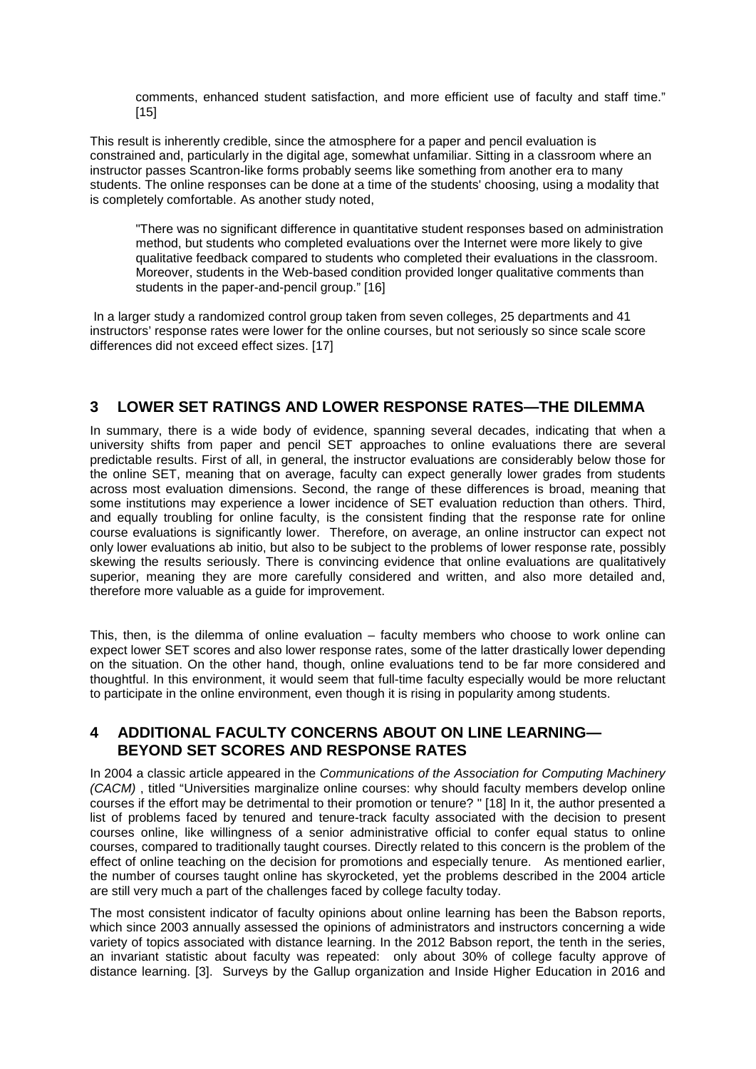comments, enhanced student satisfaction, and more efficient use of faculty and staff time." [15]

This result is inherently credible, since the atmosphere for a paper and pencil evaluation is constrained and, particularly in the digital age, somewhat unfamiliar. Sitting in a classroom where an instructor passes Scantron-like forms probably seems like something from another era to many students. The online responses can be done at a time of the students' choosing, using a modality that is completely comfortable. As another study noted,

> "There was no significant difference in quantitative student responses based on administration method, but students who completed evaluations over the Internet were more likely to give qualitative feedback compared to students who completed their evaluations in the classroom. Moreover, students in the Web-based condition provided longer qualitative comments than students in the paper-and-pencil group." [16]

In a larger study a randomized control group taken from seven colleges, 25 departments and 41 instructors' response rates were lower for the online courses, but not seriously so since scale score differences did not exceed effect sizes. [17]

## 3 LOWER SET RATINGS AND LOWER RESPONSE RATES—THE DILEMMA

In summary, there is a wide body of evidence, spanning several decades, indicating that when a university shifts from paper and pencil SET approaches to online evaluations there are several predictable results. First of all, in general, the instructor evaluations are considerably below those for the online SET, meaning that on average, faculty can expect generally lower grades from students across most evaluation dimensions. Second, the range of these differences is broad, meaning that some institutions may experience a lower incidence of SET evaluation reduction than others. Third, and equally troubling for online faculty, is the consistent finding that the response rate for online course evaluations is significantly lower. Therefore, on average, an online instructor can expect not only lower evaluations ab initio, but also to be subject to the problems of lower response rate, possibly skewing the results seriously. There is convincing evidence that online evaluations are qualitatively superior, meaning they are more carefully considered and written, and also more detailed and, therefore more valuable as a guide for improvement.

This, then, is the dilemma of online evaluation – faculty members who choose to work online can expect lower SET scores and also lower response rates, some of the latter drastically lower depending on the situation. On the other hand, though, online evaluations tend to be far more considered and thoughtful. In this environment, it would seem that full-time faculty especially would be more reluctant to participate in the online environment, even though it is rising in popularity among students.

## 4 ADDITIONAL FACULTY CONCERNS ABOUT ON LINE LEARNING—BEYOND SET SCORES AND RESPONSE RATES

In 2004 a classic article appeared in the *Communications of the Association for Computing Machinery (CACM)* , titled "Universities marginalize online courses: why should faculty members develop online courses if the effort may be detrimental to their promotion or tenure? " [18] In it, the author presented a list of problems faced by tenured and tenure-track faculty associated with the decision to present courses online, like willingness of a senior administrative official to confer equal status to online courses, compared to traditionally taught courses. Directly related to this concern is the problem of the effect of online teaching on the decision for promotions and especially tenure. As mentioned earlier, the number of courses taught online has skyrocketed, yet the problems described in the 2004 article are still very much a part of the challenges faced by college faculty today.

The most consistent indicator of faculty opinions about online learning has been the Babson reports, which since 2003 annually assessed the opinions of administrators and instructors concerning a wide variety of topics associated with distance learning. In the 2012 Babson report, the tenth in the series, an invariant statistic about faculty was repeated: only about 30% of college faculty approve of distance learning. [3]. Surveys by the Gallup organization and Inside Higher Education in 2016 and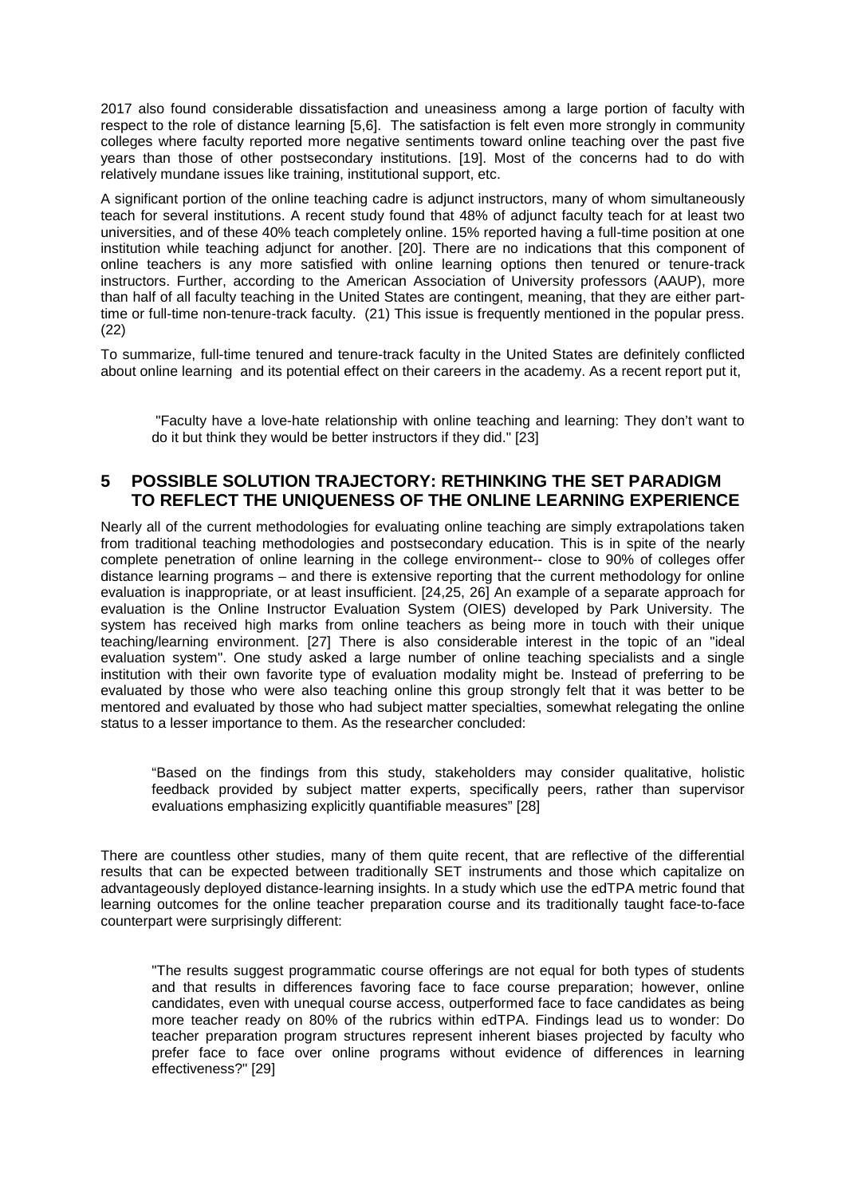2017 also found considerable dissatisfaction and uneasiness among a large portion of faculty with respect to the role of distance learning [5,6]. The satisfaction is felt even more strongly in community colleges where faculty reported more negative sentiments toward online teaching over the past five years than those of other postsecondary institutions. [19]. Most of the concerns had to do with relatively mundane issues like training, institutional support, etc.

A significant portion of the online teaching cadre is adjunct instructors, many of whom simultaneously teach for several institutions. A recent study found that 48% of adjunct faculty teach for at least two universities, and of these 40% teach completely online. 15% reported having a full-time position at one institution while teaching adjunct for another. [20]. There are no indications that this component of online teachers is any more satisfied with online learning options then tenured or tenure-track instructors. Further, according to the American Association of University professors (AAUP), more than half of all faculty teaching in the United States are contingent, meaning, that they are either part-time or full-time non-tenure-track faculty. (21) This issue is frequently mentioned in the popular press. (22)

To summarize, full-time tenured and tenure-track faculty in the United States are definitely conflicted about online learning and its potential effect on their careers in the academy. As a recent report put it,

> "Faculty have a love-hate relationship with online teaching and learning: They don't want to do it but think they would be better instructors if they did." [23]

## 5 POSSIBLE SOLUTION TRAJECTORY: RETHINKING THE SET PARADIGM TO REFLECT THE UNIQUENESS OF THE ONLINE LEARNING EXPERIENCE

Nearly all of the current methodologies for evaluating online teaching are simply extrapolations taken from traditional teaching methodologies and postsecondary education. This is in spite of the nearly complete penetration of online learning in the college environment-- close to 90% of colleges offer distance learning programs – and there is extensive reporting that the current methodology for online evaluation is inappropriate, or at least insufficient. [24,25, 26] An example of a separate approach for evaluation is the Online Instructor Evaluation System (OIES) developed by Park University. The system has received high marks from online teachers as being more in touch with their unique teaching/learning environment. [27] There is also considerable interest in the topic of an "ideal evaluation system". One study asked a large number of online teaching specialists and a single institution with their own favorite type of evaluation modality might be. Instead of preferring to be evaluated by those who were also teaching online this group strongly felt that it was better to be mentored and evaluated by those who had subject matter specialties, somewhat relegating the online status to a lesser importance to them. As the researcher concluded:

> "Based on the findings from this study, stakeholders may consider qualitative, holistic feedback provided by subject matter experts, specifically peers, rather than supervisor evaluations emphasizing explicitly quantifiable measures" [28]

There are countless other studies, many of them quite recent, that are reflective of the differential results that can be expected between traditionally SET instruments and those which capitalize on advantageously deployed distance-learning insights. In a study which use the edTPA metric found that learning outcomes for the online teacher preparation course and its traditionally taught face-to-face counterpart were surprisingly different:

> "The results suggest programmatic course offerings are not equal for both types of students and that results in differences favoring face to face course preparation; however, online candidates, even with unequal course access, outperformed face to face candidates as being more teacher ready on 80% of the rubrics within edTPA. Findings lead us to wonder: Do teacher preparation program structures represent inherent biases projected by faculty who prefer face to face over online programs without evidence of differences in learning effectiveness?" [29]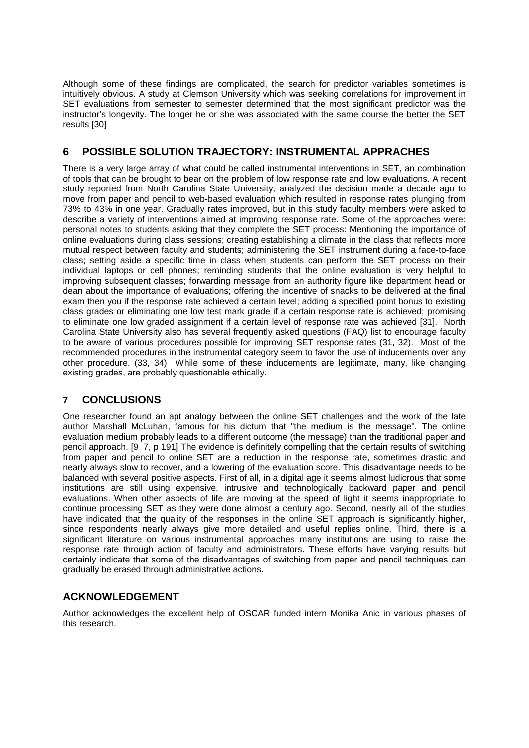Although some of these findings are complicated, the search for predictor variables sometimes is intuitively obvious. A study at Clemson University which was seeking correlations for improvement in SET evaluations from semester to semester determined that the most significant predictor was the instructor's longevity. The longer he or she was associated with the same course the better the SET results [30]

## 6 POSSIBLE SOLUTION TRAJECTORY: INSTRUMENTAL APPRACHES

There is a very large array of what could be called instrumental interventions in SET, an combination of tools that can be brought to bear on the problem of low response rate and low evaluations. A recent study reported from North Carolina State University, analyzed the decision made a decade ago to move from paper and pencil to web-based evaluation which resulted in response rates plunging from 73% to 43% in one year. Gradually rates improved, but in this study faculty members were asked to describe a variety of interventions aimed at improving response rate. Some of the approaches were: personal notes to students asking that they complete the SET process: Mentioning the importance of online evaluations during class sessions; creating establishing a climate in the class that reflects more mutual respect between faculty and students; administering the SET instrument during a face-to-face class; setting aside a specific time in class when students can perform the SET process on their individual laptops or cell phones; reminding students that the online evaluation is very helpful to improving subsequent classes; forwarding message from an authority figure like department head or dean about the importance of evaluations; offering the incentive of snacks to be delivered at the final exam then you if the response rate achieved a certain level; adding a specified point bonus to existing class grades or eliminating one low test mark grade if a certain response rate is achieved; promising to eliminate one low graded assignment if a certain level of response rate was achieved [31]. North Carolina State University also has several frequently asked questions (FAQ) list to encourage faculty to be aware of various procedures possible for improving SET response rates (31, 32). Most of the recommended procedures in the instrumental category seem to favor the use of inducements over any other procedure. (33, 34) While some of these inducements are legitimate, many, like changing existing grades, are probably questionable ethically.

## 7 CONCLUSIONS

One researcher found an apt analogy between the online SET challenges and the work of the late author Marshall McLuhan, famous for his dictum that "the medium is the message". The online evaluation medium probably leads to a different outcome (the message) than the traditional paper and pencil approach. [9 7, p 191] The evidence is definitely compelling that the certain results of switching from paper and pencil to online SET are a reduction in the response rate, sometimes drastic and nearly always slow to recover, and a lowering of the evaluation score. This disadvantage needs to be balanced with several positive aspects. First of all, in a digital age it seems almost ludicrous that some institutions are still using expensive, intrusive and technologically backward paper and pencil evaluations. When other aspects of life are moving at the speed of light it seems inappropriate to continue processing SET as they were done almost a century ago. Second, nearly all of the studies have indicated that the quality of the responses in the online SET approach is significantly higher, since respondents nearly always give more detailed and useful replies online. Third, there is a significant literature on various instrumental approaches many institutions are using to raise the response rate through action of faculty and administrators. These efforts have varying results but certainly indicate that some of the disadvantages of switching from paper and pencil techniques can gradually be erased through administrative actions.

## ACKNOWLEDGEMENT

Author acknowledges the excellent help of OSCAR funded intern Monika Anic in various phases of this research.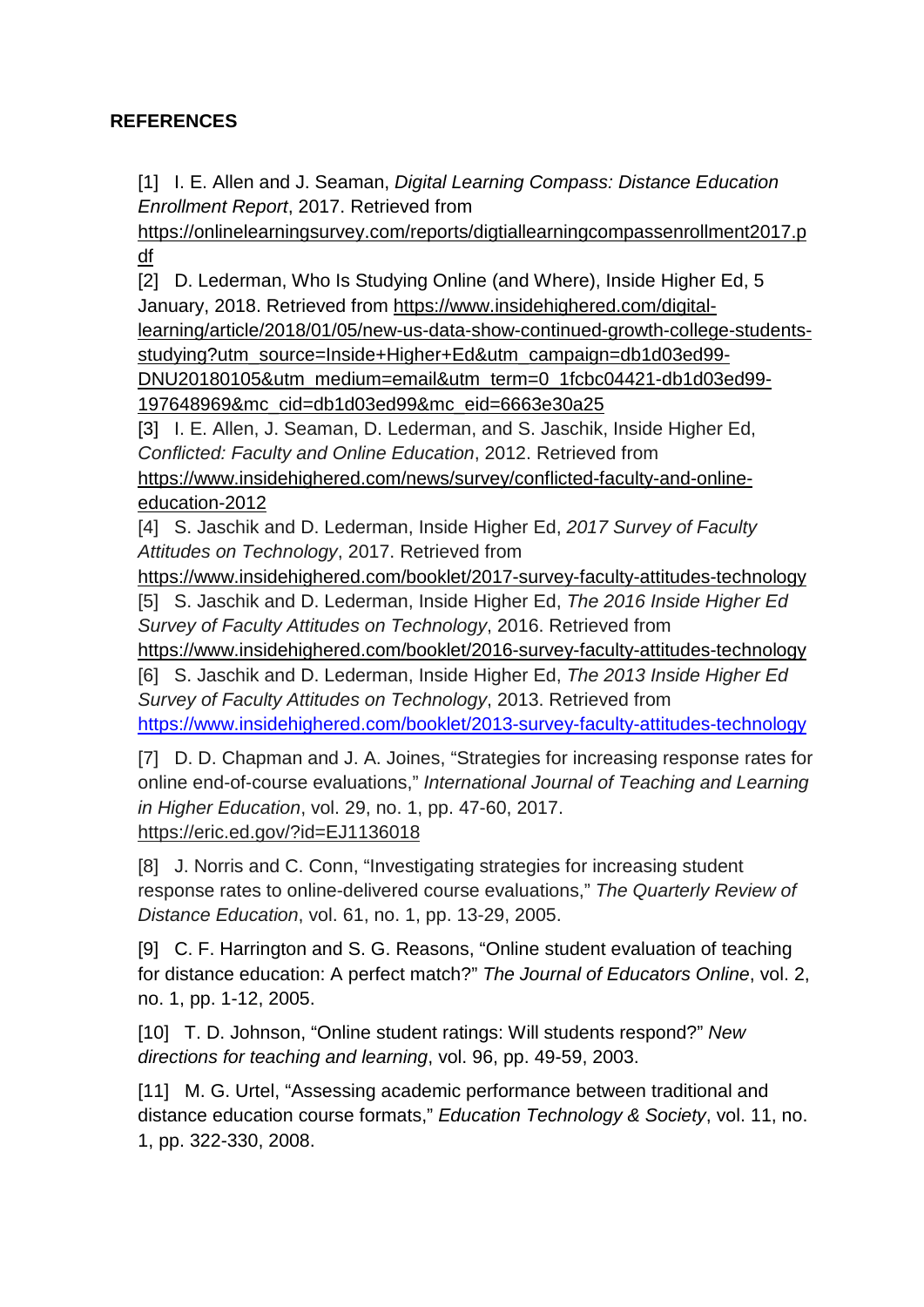## REFERENCES

[1] I. E. Allen and J. Seaman, *Digital Learning Compass: Distance Education Enrollment Report*, 2017. Retrieved from https://onlinelearningsurvey.com/reports/digtiallearningcompassenrollment2017.pdf

[2] D. Lederman, Who Is Studying Online (and Where), Inside Higher Ed, 5 January, 2018. Retrieved from https://www.insidehighered.com/digital-learning/article/2018/01/05/new-us-data-show-continued-growth-college-students-studying?utm_source=Inside+Higher+Ed&utm_campaign=db1d03ed99-DNU20180105&utm_medium=email&utm_term=0_1fcbc04421-db1d03ed99-197648969&mc_cid=db1d03ed99&mc_eid=6663e30a25

[3] I. E. Allen, J. Seaman, D. Lederman, and S. Jaschik, Inside Higher Ed, *Conflicted: Faculty and Online Education*, 2012. Retrieved from https://www.insidehighered.com/news/survey/conflicted-faculty-and-online-education-2012

[4] S. Jaschik and D. Lederman, Inside Higher Ed, *2017 Survey of Faculty Attitudes on Technology*, 2017. Retrieved from https://www.insidehighered.com/booklet/2017-survey-faculty-attitudes-technology

[5] S. Jaschik and D. Lederman, Inside Higher Ed, *The 2016 Inside Higher Ed Survey of Faculty Attitudes on Technology*, 2016. Retrieved from https://www.insidehighered.com/booklet/2016-survey-faculty-attitudes-technology

[6] S. Jaschik and D. Lederman, Inside Higher Ed, *The 2013 Inside Higher Ed Survey of Faculty Attitudes on Technology*, 2013. Retrieved from https://www.insidehighered.com/booklet/2013-survey-faculty-attitudes-technology

[7] D. D. Chapman and J. A. Joines, "Strategies for increasing response rates for online end-of-course evaluations," *International Journal of Teaching and Learning in Higher Education*, vol. 29, no. 1, pp. 47-60, 2017. https://eric.ed.gov/?id=EJ1136018

[8] J. Norris and C. Conn, "Investigating strategies for increasing student response rates to online-delivered course evaluations," *The Quarterly Review of Distance Education*, vol. 61, no. 1, pp. 13-29, 2005.

[9] C. F. Harrington and S. G. Reasons, "Online student evaluation of teaching for distance education: A perfect match?" *The Journal of Educators Online*, vol. 2, no. 1, pp. 1-12, 2005.

[10] T. D. Johnson, "Online student ratings: Will students respond?" *New directions for teaching and learning*, vol. 96, pp. 49-59, 2003.

[11] M. G. Urtel, "Assessing academic performance between traditional and distance education course formats," *Education Technology & Society*, vol. 11, no. 1, pp. 322-330, 2008.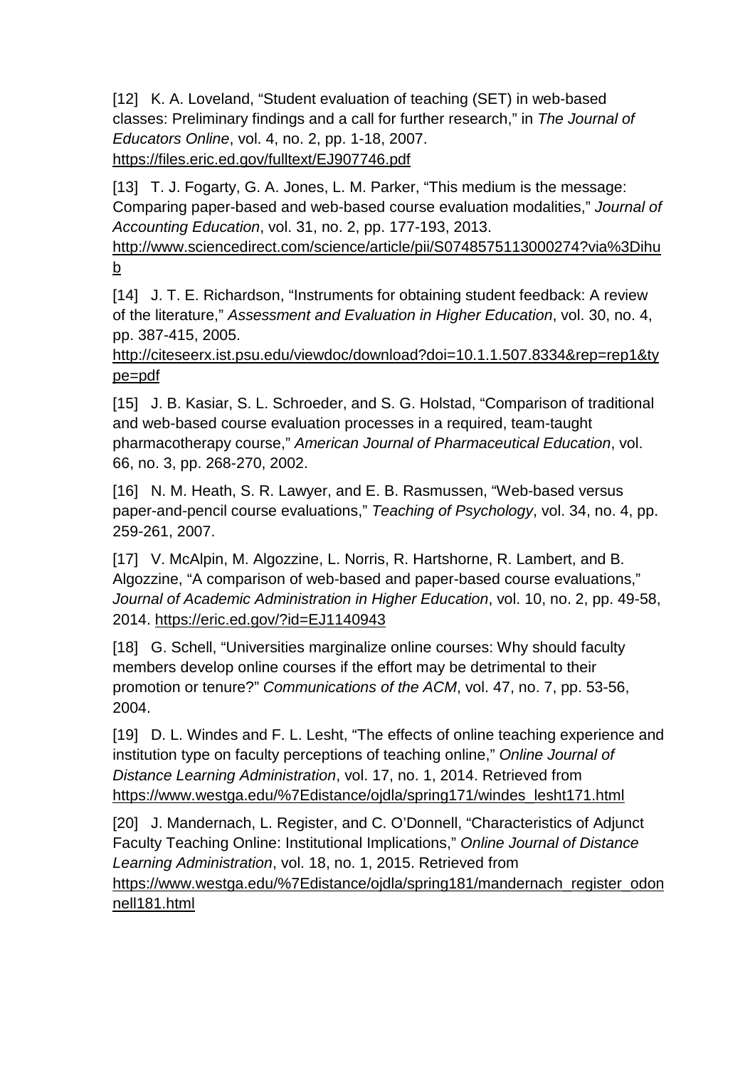[12] K. A. Loveland, "Student evaluation of teaching (SET) in web-based classes: Preliminary findings and a call for further research," in *The Journal of Educators Online*, vol. 4, no. 2, pp. 1-18, 2007. https://files.eric.ed.gov/fulltext/EJ907746.pdf

[13] T. J. Fogarty, G. A. Jones, L. M. Parker, "This medium is the message: Comparing paper-based and web-based course evaluation modalities," *Journal of Accounting Education*, vol. 31, no. 2, pp. 177-193, 2013. http://www.sciencedirect.com/science/article/pii/S0748575113000274?via%3Dihub

[14] J. T. E. Richardson, "Instruments for obtaining student feedback: A review of the literature," *Assessment and Evaluation in Higher Education*, vol. 30, no. 4, pp. 387-415, 2005. http://citeseerx.ist.psu.edu/viewdoc/download?doi=10.1.1.507.8334&rep=rep1&type=pdf

[15] J. B. Kasiar, S. L. Schroeder, and S. G. Holstad, "Comparison of traditional and web-based course evaluation processes in a required, team-taught pharmacotherapy course," *American Journal of Pharmaceutical Education*, vol. 66, no. 3, pp. 268-270, 2002.

[16] N. M. Heath, S. R. Lawyer, and E. B. Rasmussen, "Web-based versus paper-and-pencil course evaluations," *Teaching of Psychology*, vol. 34, no. 4, pp. 259-261, 2007.

[17] V. McAlpin, M. Algozzine, L. Norris, R. Hartshorne, R. Lambert, and B. Algozzine, "A comparison of web-based and paper-based course evaluations," *Journal of Academic Administration in Higher Education*, vol. 10, no. 2, pp. 49-58, 2014. https://eric.ed.gov/?id=EJ1140943

[18] G. Schell, "Universities marginalize online courses: Why should faculty members develop online courses if the effort may be detrimental to their promotion or tenure?" *Communications of the ACM*, vol. 47, no. 7, pp. 53-56, 2004.

[19] D. L. Windes and F. L. Lesht, "The effects of online teaching experience and institution type on faculty perceptions of teaching online," *Online Journal of Distance Learning Administration*, vol. 17, no. 1, 2014. Retrieved from https://www.westga.edu/%7Edistance/ojdla/spring171/windes_lesht171.html

[20] J. Mandernach, L. Register, and C. O'Donnell, "Characteristics of Adjunct Faculty Teaching Online: Institutional Implications," *Online Journal of Distance Learning Administration*, vol. 18, no. 1, 2015. Retrieved from https://www.westga.edu/%7Edistance/ojdla/spring181/mandernach_register_odonnell181.html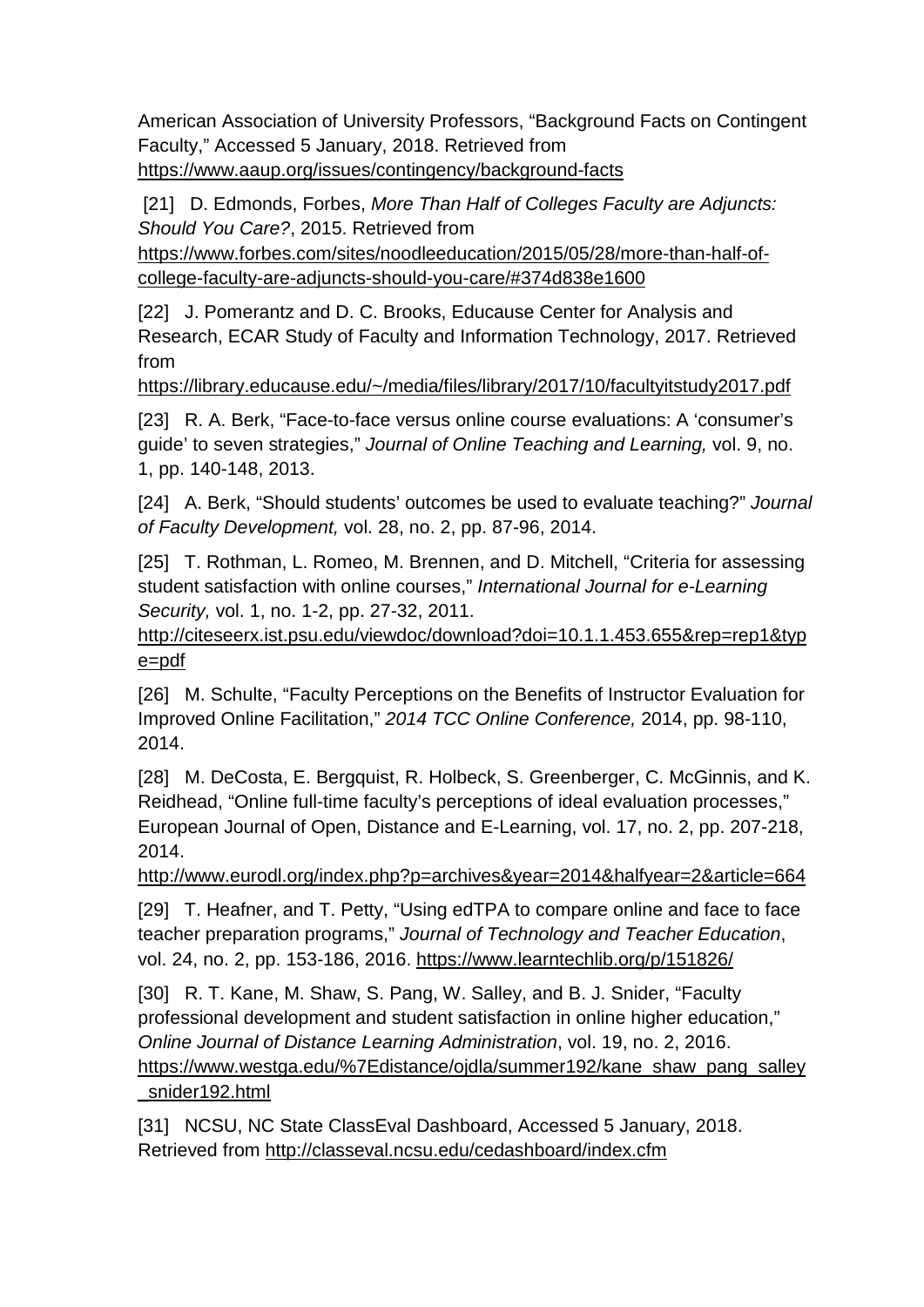American Association of University Professors, “Background Facts on Contingent Faculty,” Accessed 5 January, 2018. Retrieved from https://www.aaup.org/issues/contingency/background-facts

[21] D. Edmonds, Forbes, *More Than Half of Colleges Faculty are Adjuncts: Should You Care?*, 2015. Retrieved from https://www.forbes.com/sites/noodleeducation/2015/05/28/more-than-half-of-college-faculty-are-adjuncts-should-you-care/#374d838e1600

[22] J. Pomerantz and D. C. Brooks, Educause Center for Analysis and Research, ECAR Study of Faculty and Information Technology, 2017. Retrieved from https://library.educause.edu/~/media/files/library/2017/10/facultyitstudy2017.pdf

[23] R. A. Berk, “Face-to-face versus online course evaluations: A ‘consumer’s guide’ to seven strategies,” *Journal of Online Teaching and Learning,* vol. 9, no. 1, pp. 140-148, 2013.

[24] A. Berk, “Should students’ outcomes be used to evaluate teaching?” *Journal of Faculty Development,* vol. 28, no. 2, pp. 87-96, 2014.

[25] T. Rothman, L. Romeo, M. Brennen, and D. Mitchell, “Criteria for assessing student satisfaction with online courses,” *International Journal for e-Learning Security,* vol. 1, no. 1-2, pp. 27-32, 2011. http://citeseerx.ist.psu.edu/viewdoc/download?doi=10.1.1.453.655&rep=rep1&type=pdf

[26] M. Schulte, “Faculty Perceptions on the Benefits of Instructor Evaluation for Improved Online Facilitation,” *2014 TCC Online Conference,* 2014, pp. 98-110, 2014.

[28] M. DeCosta, E. Bergquist, R. Holbeck, S. Greenberger, C. McGinnis, and K. Reidhead, “Online full-time faculty’s perceptions of ideal evaluation processes,” European Journal of Open, Distance and E-Learning, vol. 17, no. 2, pp. 207-218, 2014. http://www.eurodl.org/index.php?p=archives&year=2014&halfyear=2&article=664

[29] T. Heafner, and T. Petty, “Using edTPA to compare online and face to face teacher preparation programs,” *Journal of Technology and Teacher Education*, vol. 24, no. 2, pp. 153-186, 2016. https://www.learntechlib.org/p/151826/

[30] R. T. Kane, M. Shaw, S. Pang, W. Salley, and B. J. Snider, “Faculty professional development and student satisfaction in online higher education,” *Online Journal of Distance Learning Administration*, vol. 19, no. 2, 2016. https://www.westga.edu/%7Edistance/ojdla/summer192/kane_shaw_pang_salley_snider192.html

[31] NCSU, NC State ClassEval Dashboard, Accessed 5 January, 2018. Retrieved from http://classeval.ncsu.edu/cedashboard/index.cfm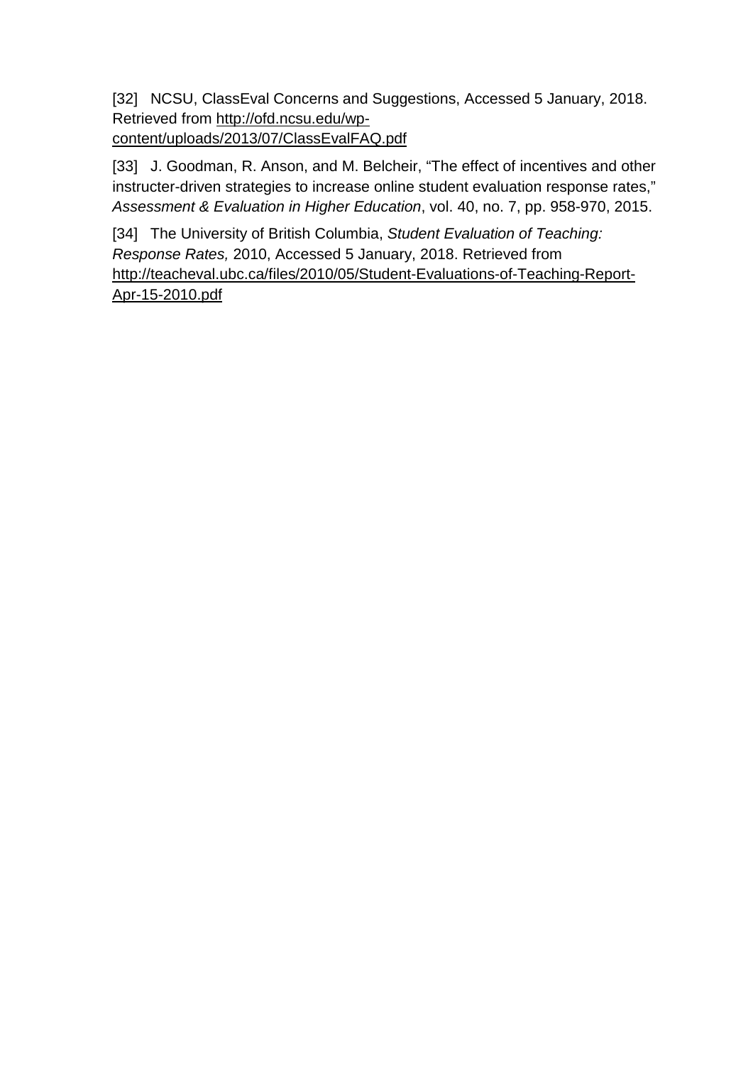[32] NCSU, ClassEval Concerns and Suggestions, Accessed 5 January, 2018. Retrieved from http://ofd.ncsu.edu/wp-content/uploads/2013/07/ClassEvalFAQ.pdf

[33] J. Goodman, R. Anson, and M. Belcheir, "The effect of incentives and other instructer-driven strategies to increase online student evaluation response rates," *Assessment & Evaluation in Higher Education*, vol. 40, no. 7, pp. 958-970, 2015.

[34] The University of British Columbia, *Student Evaluation of Teaching: Response Rates,* 2010, Accessed 5 January, 2018. Retrieved from http://teacheval.ubc.ca/files/2010/05/Student-Evaluations-of-Teaching-Report-Apr-15-2010.pdf